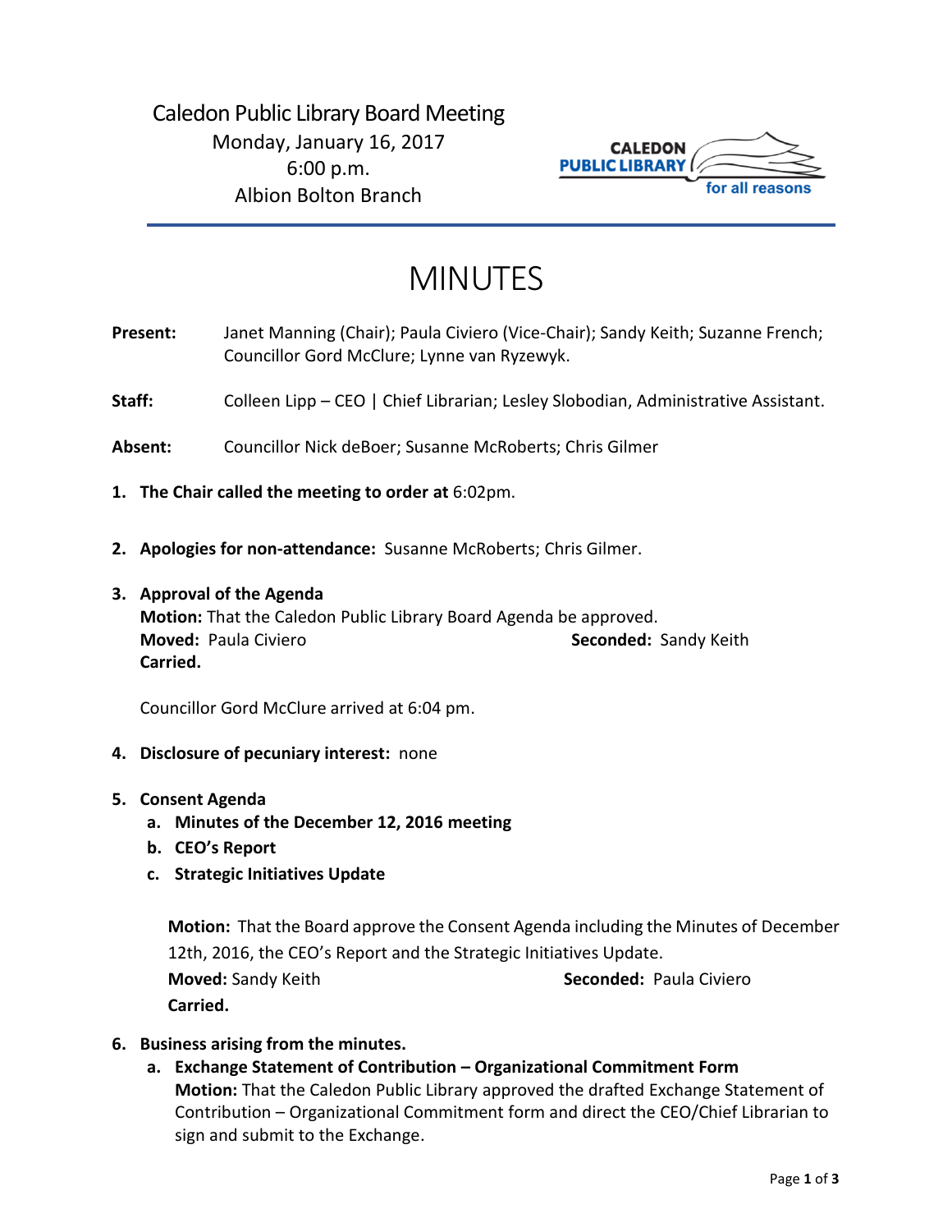Caledon Public Library Board Meeting
Monday, January 16, 2017
6:00 p.m.
Albion Bolton Branch

CALEDON PUBLIC LIBRARY for all reasons

# MINUTES

**Present:** Janet Manning (Chair); Paula Civiero (Vice-Chair); Sandy Keith; Suzanne French; Councillor Gord McClure; Lynne van Ryzewyk.

**Staff:** Colleen Lipp – CEO | Chief Librarian; Lesley Slobodian, Administrative Assistant.

**Absent:** Councillor Nick deBoer; Susanne McRoberts; Chris Gilmer

1. **The Chair called the meeting to order at** 6:02pm.

2. **Apologies for non-attendance:** Susanne McRoberts; Chris Gilmer.

3. **Approval of the Agenda**
   **Motion:** That the Caledon Public Library Board Agenda be approved.
   **Moved:** Paula Civiero **Seconded:** Sandy Keith
   **Carried.**

   Councillor Gord McClure arrived at 6:04 pm.

4. **Disclosure of pecuniary interest:** none

5. **Consent Agenda**
   a. **Minutes of the December 12, 2016 meeting**
   b. **CEO's Report**
   c. **Strategic Initiatives Update**

   **Motion:** That the Board approve the Consent Agenda including the Minutes of December 12th, 2016, the CEO's Report and the Strategic Initiatives Update.
   **Moved:** Sandy Keith **Seconded:** Paula Civiero
   **Carried.**

6. **Business arising from the minutes.**
   a. **Exchange Statement of Contribution – Organizational Commitment Form**
   **Motion:** That the Caledon Public Library approved the drafted Exchange Statement of Contribution – Organizational Commitment form and direct the CEO/Chief Librarian to sign and submit to the Exchange.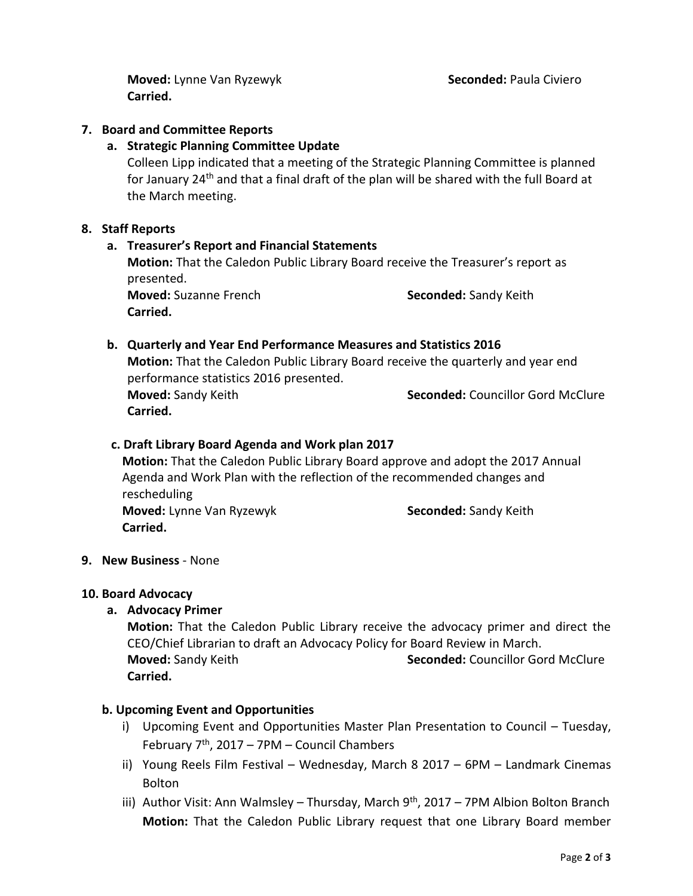**Moved:** Lynne Van Ryzewyk **Seconded:** Paula Civiero
**Carried.**

**7. Board and Committee Reports**

**a. Strategic Planning Committee Update**

Colleen Lipp indicated that a meeting of the Strategic Planning Committee is planned for January 24th and that a final draft of the plan will be shared with the full Board at the March meeting.

**8. Staff Reports**

**a. Treasurer's Report and Financial Statements**

**Motion:** That the Caledon Public Library Board receive the Treasurer's report as presented.
**Moved:** Suzanne French **Seconded:** Sandy Keith
**Carried.**

**b. Quarterly and Year End Performance Measures and Statistics 2016**

**Motion:** That the Caledon Public Library Board receive the quarterly and year end performance statistics 2016 presented.
**Moved:** Sandy Keith **Seconded:** Councillor Gord McClure
**Carried.**

**c. Draft Library Board Agenda and Work plan 2017**

**Motion:** That the Caledon Public Library Board approve and adopt the 2017 Annual Agenda and Work Plan with the reflection of the recommended changes and rescheduling
**Moved:** Lynne Van Ryzewyk **Seconded:** Sandy Keith
**Carried.**

**9. New Business** - None

**10. Board Advocacy**

**a. Advocacy Primer**

**Motion:** That the Caledon Public Library receive the advocacy primer and direct the CEO/Chief Librarian to draft an Advocacy Policy for Board Review in March.
**Moved:** Sandy Keith **Seconded:** Councillor Gord McClure
**Carried.**

**b. Upcoming Event and Opportunities**

i) Upcoming Event and Opportunities Master Plan Presentation to Council – Tuesday, February 7th, 2017 – 7PM – Council Chambers

ii) Young Reels Film Festival – Wednesday, March 8 2017 – 6PM – Landmark Cinemas Bolton

iii) Author Visit: Ann Walmsley – Thursday, March 9th, 2017 – 7PM Albion Bolton Branch
**Motion:** That the Caledon Public Library request that one Library Board member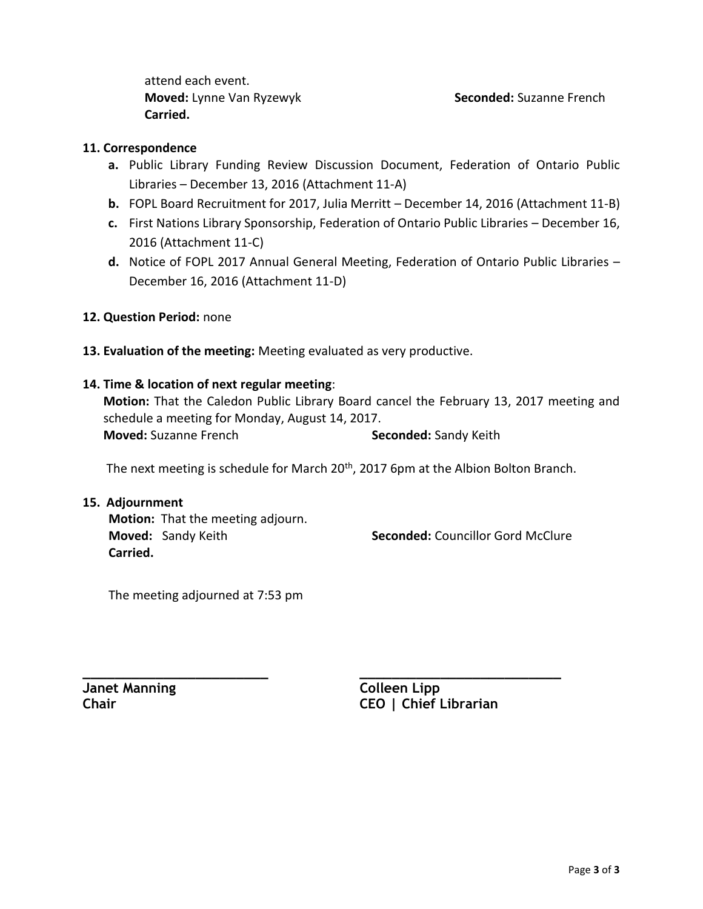attend each event.

**Moved:** Lynne Van Ryzewyk **Seconded:** Suzanne French

**Carried.**

**11. Correspondence**

- **a.** Public Library Funding Review Discussion Document, Federation of Ontario Public Libraries – December 13, 2016 (Attachment 11-A)
- **b.** FOPL Board Recruitment for 2017, Julia Merritt – December 14, 2016 (Attachment 11-B)
- **c.** First Nations Library Sponsorship, Federation of Ontario Public Libraries – December 16, 2016 (Attachment 11-C)
- **d.** Notice of FOPL 2017 Annual General Meeting, Federation of Ontario Public Libraries – December 16, 2016 (Attachment 11-D)

**12. Question Period:** none

**13. Evaluation of the meeting:** Meeting evaluated as very productive.

**14. Time & location of next regular meeting**:

**Motion:** That the Caledon Public Library Board cancel the February 13, 2017 meeting and schedule a meeting for Monday, August 14, 2017.

**Moved:** Suzanne French **Seconded:** Sandy Keith

The next meeting is schedule for March 20th, 2017 6pm at the Albion Bolton Branch.

**15. Adjournment**

**Motion:** That the meeting adjourn.

**Moved:** Sandy Keith **Seconded:** Councillor Gord McClure

**Carried.**

The meeting adjourned at 7:53 pm

\_\_\_\_\_\_\_\_\_\_\_\_\_\_\_\_\_\_\_\_\_\_\_\_\_\_ \_\_\_\_\_\_\_\_\_\_\_\_\_\_\_\_\_\_\_\_\_\_\_\_\_\_\_\_

**Janet Manning**
**Chair**

**Colleen Lipp**
**CEO | Chief Librarian**